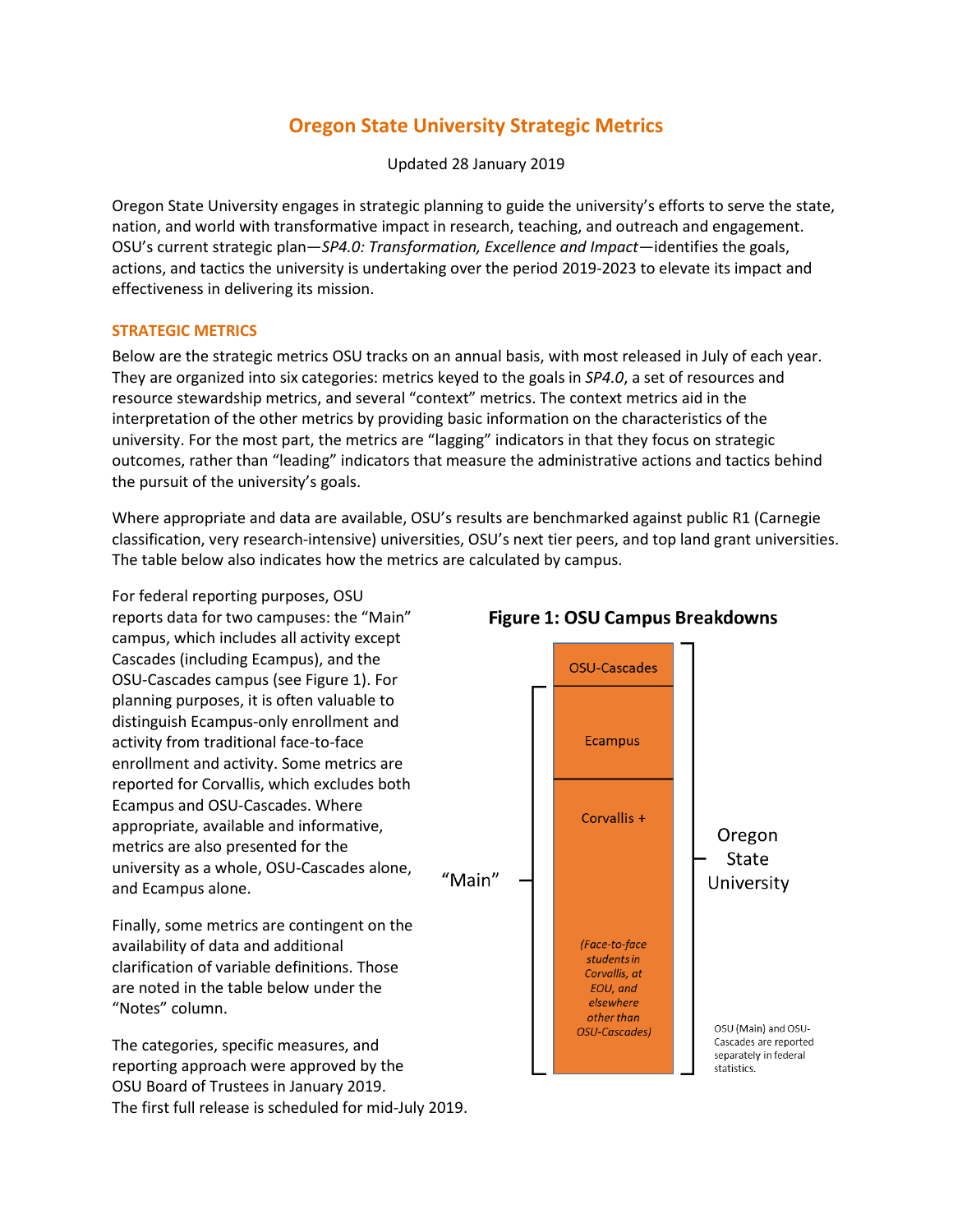# Oregon State University Strategic Metrics

Updated 28 January 2019

Oregon State University engages in strategic planning to guide the university's efforts to serve the state, nation, and world with transformative impact in research, teaching, and outreach and engagement. OSU's current strategic plan—*SP4.0: Transformation, Excellence and Impact*—identifies the goals, actions, and tactics the university is undertaking over the period 2019-2023 to elevate its impact and effectiveness in delivering its mission.

## STRATEGIC METRICS

Below are the strategic metrics OSU tracks on an annual basis, with most released in July of each year. They are organized into six categories: metrics keyed to the goals in *SP4.0*, a set of resources and resource stewardship metrics, and several "context" metrics. The context metrics aid in the interpretation of the other metrics by providing basic information on the characteristics of the university. For the most part, the metrics are "lagging" indicators in that they focus on strategic outcomes, rather than "leading" indicators that measure the administrative actions and tactics behind the pursuit of the university's goals.

Where appropriate and data are available, OSU's results are benchmarked against public R1 (Carnegie classification, very research-intensive) universities, OSU's next tier peers, and top land grant universities. The table below also indicates how the metrics are calculated by campus.

For federal reporting purposes, OSU reports data for two campuses: the "Main" campus, which includes all activity except Cascades (including Ecampus), and the OSU-Cascades campus (see Figure 1). For planning purposes, it is often valuable to distinguish Ecampus-only enrollment and activity from traditional face-to-face enrollment and activity. Some metrics are reported for Corvallis, which excludes both Ecampus and OSU-Cascades. Where appropriate, available and informative, metrics are also presented for the university as a whole, OSU-Cascades alone, and Ecampus alone.

Finally, some metrics are contingent on the availability of data and additional clarification of variable definitions. Those are noted in the table below under the "Notes" column.

The categories, specific measures, and reporting approach were approved by the OSU Board of Trustees in January 2019. The first full release is scheduled for mid-July 2019.

**Figure 1: OSU Campus Breakdowns**

- Oregon State University
  - OSU-Cascades
  - "Main"
    - Ecampus
    - Corvallis + (*Face-to-face students in Corvallis, at EOU, and elsewhere other than OSU-Cascades*)

OSU (Main) and OSU-Cascades are reported separately in federal statistics.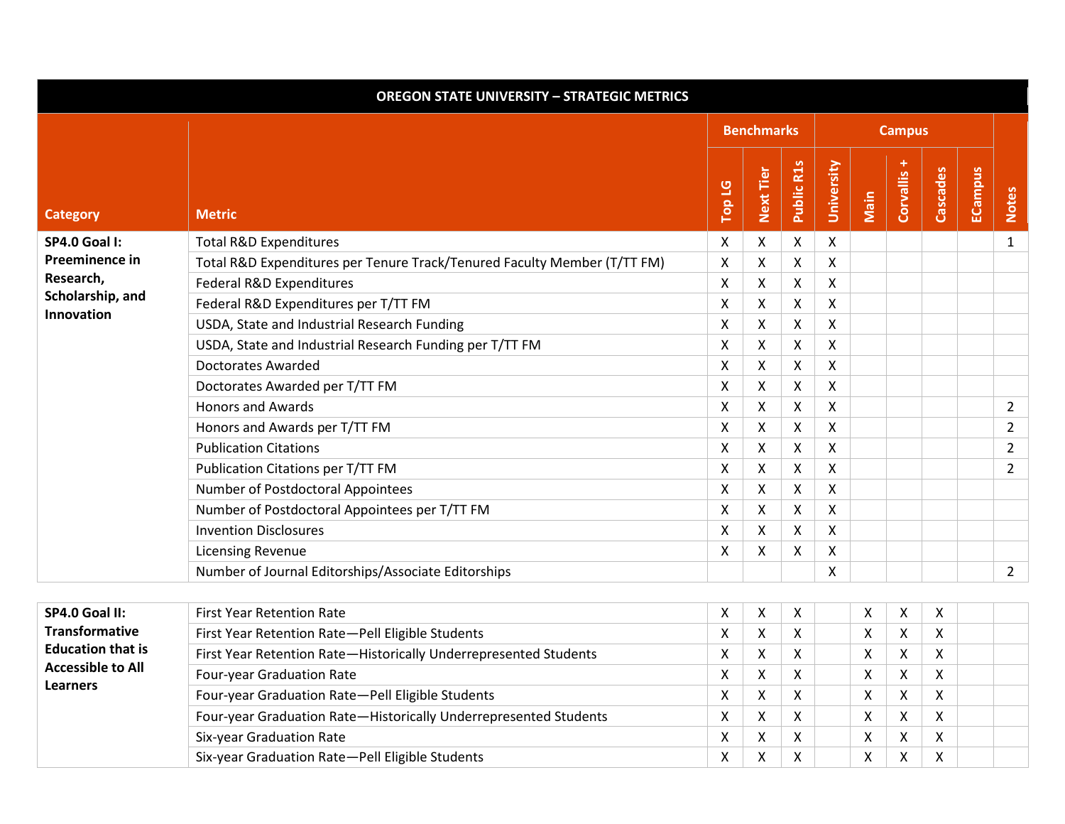| OREGON STATE UNIVERSITY – STRATEGIC METRICS | | | | | | | | | | |
|---|---|---|---|---|---|---|---|---|---|---|
| | | Benchmarks | | | Campus | | | | | |
| Category | Metric | Top LG | Next Tier | Public R1s | University | Main | Corvallis + | Cascades | ECampus | Notes |
| **SP4.0 Goal I: Preeminence in Research, Scholarship, and Innovation** | Total R&D Expenditures | X | X | X | X | | | | | 1 |
| | Total R&D Expenditures per Tenure Track/Tenured Faculty Member (T/TT FM) | X | X | X | X | | | | | |
| | Federal R&D Expenditures | X | X | X | X | | | | | |
| | Federal R&D Expenditures per T/TT FM | X | X | X | X | | | | | |
| | USDA, State and Industrial Research Funding | X | X | X | X | | | | | |
| | USDA, State and Industrial Research Funding per T/TT FM | X | X | X | X | | | | | |
| | Doctorates Awarded | X | X | X | X | | | | | |
| | Doctorates Awarded per T/TT FM | X | X | X | X | | | | | |
| | Honors and Awards | X | X | X | X | | | | | 2 |
| | Honors and Awards per T/TT FM | X | X | X | X | | | | | 2 |
| | Publication Citations | X | X | X | X | | | | | 2 |
| | Publication Citations per T/TT FM | X | X | X | X | | | | | 2 |
| | Number of Postdoctoral Appointees | X | X | X | X | | | | | |
| | Number of Postdoctoral Appointees per T/TT FM | X | X | X | X | | | | | |
| | Invention Disclosures | X | X | X | X | | | | | |
| | Licensing Revenue | X | X | X | X | | | | | |
| | Number of Journal Editorships/Associate Editorships | | | | X | | | | | 2 |
| **SP4.0 Goal II: Transformative Education that is Accessible to All Learners** | First Year Retention Rate | X | X | X | | X | X | X | | |
| | First Year Retention Rate—Pell Eligible Students | X | X | X | | X | X | X | | |
| | First Year Retention Rate—Historically Underrepresented Students | X | X | X | | X | X | X | | |
| | Four-year Graduation Rate | X | X | X | | X | X | X | | |
| | Four-year Graduation Rate—Pell Eligible Students | X | X | X | | X | X | X | | |
| | Four-year Graduation Rate—Historically Underrepresented Students | X | X | X | | X | X | X | | |
| | Six-year Graduation Rate | X | X | X | | X | X | X | | |
| | Six-year Graduation Rate—Pell Eligible Students | X | X | X | | X | X | X | | |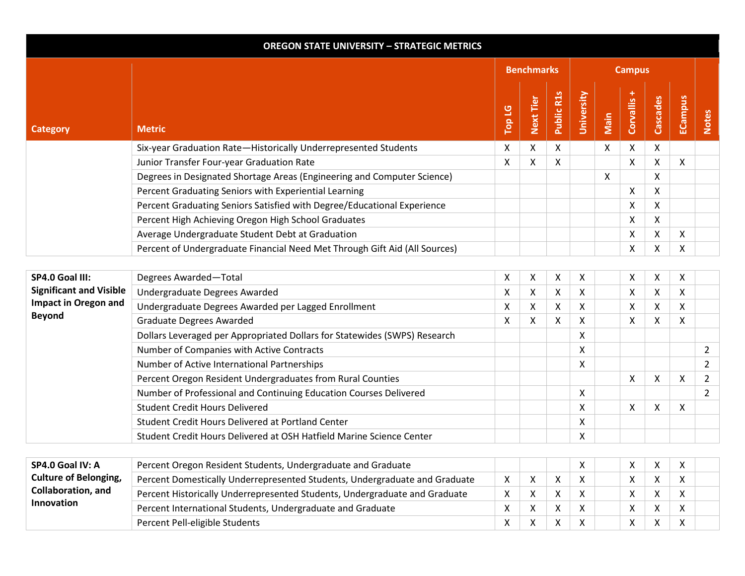| **ORANGE STATE UNIVERSITY – STRATEGIC METRICS** | | | | | | | | | | | |
|---|---|---|---|---|---|---|---|---|---|---|---|
| **Category** | **Metric** | **Benchmarks** | | | **Campus** | | | | | | **Notes** |
| | | **Top LG** | **Next Tier** | **Public R1s** | **University** | **Main** | **Corvallis +** | **Cascades** | **ECampus** | | |
| | Six-year Graduation Rate—Historically Underrepresented Students | X | X | X | | X | X | X | | | |
| | Junior Transfer Four-year Graduation Rate | X | X | X | | | X | X | X | | |
| | Degrees in Designated Shortage Areas (Engineering and Computer Science) | | | | | X | | X | | | |
| | Percent Graduating Seniors with Experiential Learning | | | | | | X | X | | | |
| | Percent Graduating Seniors Satisfied with Degree/Educational Experience | | | | | | X | X | | | |
| | Percent High Achieving Oregon High School Graduates | | | | | | X | X | | | |
| | Average Undergraduate Student Debt at Graduation | | | | | | X | X | X | | |
| | Percent of Undergraduate Financial Need Met Through Gift Aid (All Sources) | | | | | | X | X | X | | |
| **SP4.0 Goal III: Significant and Visible Impact in Oregon and Beyond** | Degrees Awarded—Total | X | X | X | X | | X | X | X | | |
| | Undergraduate Degrees Awarded | X | X | X | X | | X | X | X | | |
| | Undergraduate Degrees Awarded per Lagged Enrollment | X | X | X | X | | X | X | X | | |
| | Graduate Degrees Awarded | X | X | X | X | | X | X | X | | |
| | Dollars Leveraged per Appropriated Dollars for Statewides (SWPS) Research | | | | X | | | | | | |
| | Number of Companies with Active Contracts | | | | X | | | | | | 2 |
| | Number of Active International Partnerships | | | | X | | | | | | 2 |
| | Percent Oregon Resident Undergraduates from Rural Counties | | | | | | X | X | X | | 2 |
| | Number of Professional and Continuing Education Courses Delivered | | | | X | | | | | | 2 |
| | Student Credit Hours Delivered | | | | X | | X | X | X | | |
| | Student Credit Hours Delivered at Portland Center | | | | X | | | | | | |
| | Student Credit Hours Delivered at OSH Hatfield Marine Science Center | | | | X | | | | | | |
| **SP4.0 Goal IV: A Culture of Belonging, Collaboration, and Innovation** | Percent Oregon Resident Students, Undergraduate and Graduate | | | | X | | X | X | X | | |
| | Percent Domestically Underrepresented Students, Undergraduate and Graduate | X | X | X | X | | X | X | X | | |
| | Percent Historically Underrepresented Students, Undergraduate and Graduate | X | X | X | X | | X | X | X | | |
| | Percent International Students, Undergraduate and Graduate | X | X | X | X | | X | X | X | | |
| | Percent Pell-eligible Students | X | X | X | X | | X | X | X | | |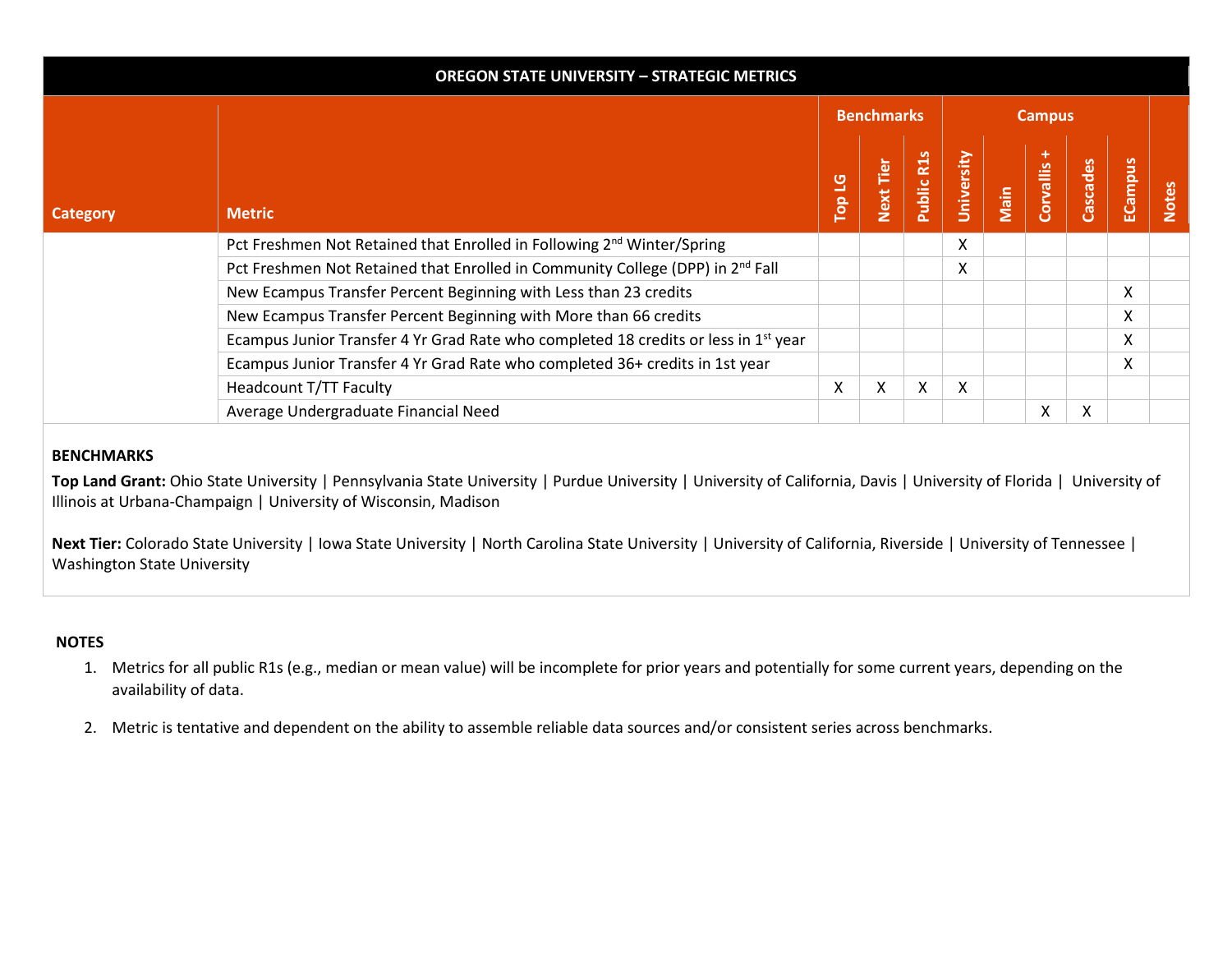| OREGON STATE UNIVERSITY – STRATEGIC METRICS | | | | | | | | | | |
|---|---|---|---|---|---|---|---|---|---|---|
| | | Benchmarks | | | Campus | | | | | |
| Category | Metric | Top LG | Next Tier | Public R1s | University | Main | Corvallis + | Cascades | ECampus | Notes |
| | Pct Freshmen Not Retained that Enrolled in Following 2nd Winter/Spring | | | | X | | | | | |
| | Pct Freshmen Not Retained that Enrolled in Community College (DPP) in 2nd Fall | | | | X | | | | | |
| | New Ecampus Transfer Percent Beginning with Less than 23 credits | | | | | | | | X | |
| | New Ecampus Transfer Percent Beginning with More than 66 credits | | | | | | | | X | |
| | Ecampus Junior Transfer 4 Yr Grad Rate who completed 18 credits or less in 1st year | | | | | | | | X | |
| | Ecampus Junior Transfer 4 Yr Grad Rate who completed 36+ credits in 1st year | | | | | | | | X | |
| | Headcount T/TT Faculty | X | X | X | X | | | | | |
| | Average Undergraduate Financial Need | | | | | | X | X | | |

**BENCHMARKS**

**Top Land Grant:** Ohio State University | Pennsylvania State University | Purdue University | University of California, Davis | University of Florida | University of Illinois at Urbana-Champaign | University of Wisconsin, Madison

**Next Tier:** Colorado State University | Iowa State University | North Carolina State University | University of California, Riverside | University of Tennessee | Washington State University

**NOTES**

1. Metrics for all public R1s (e.g., median or mean value) will be incomplete for prior years and potentially for some current years, depending on the availability of data.

2. Metric is tentative and dependent on the ability to assemble reliable data sources and/or consistent series across benchmarks.